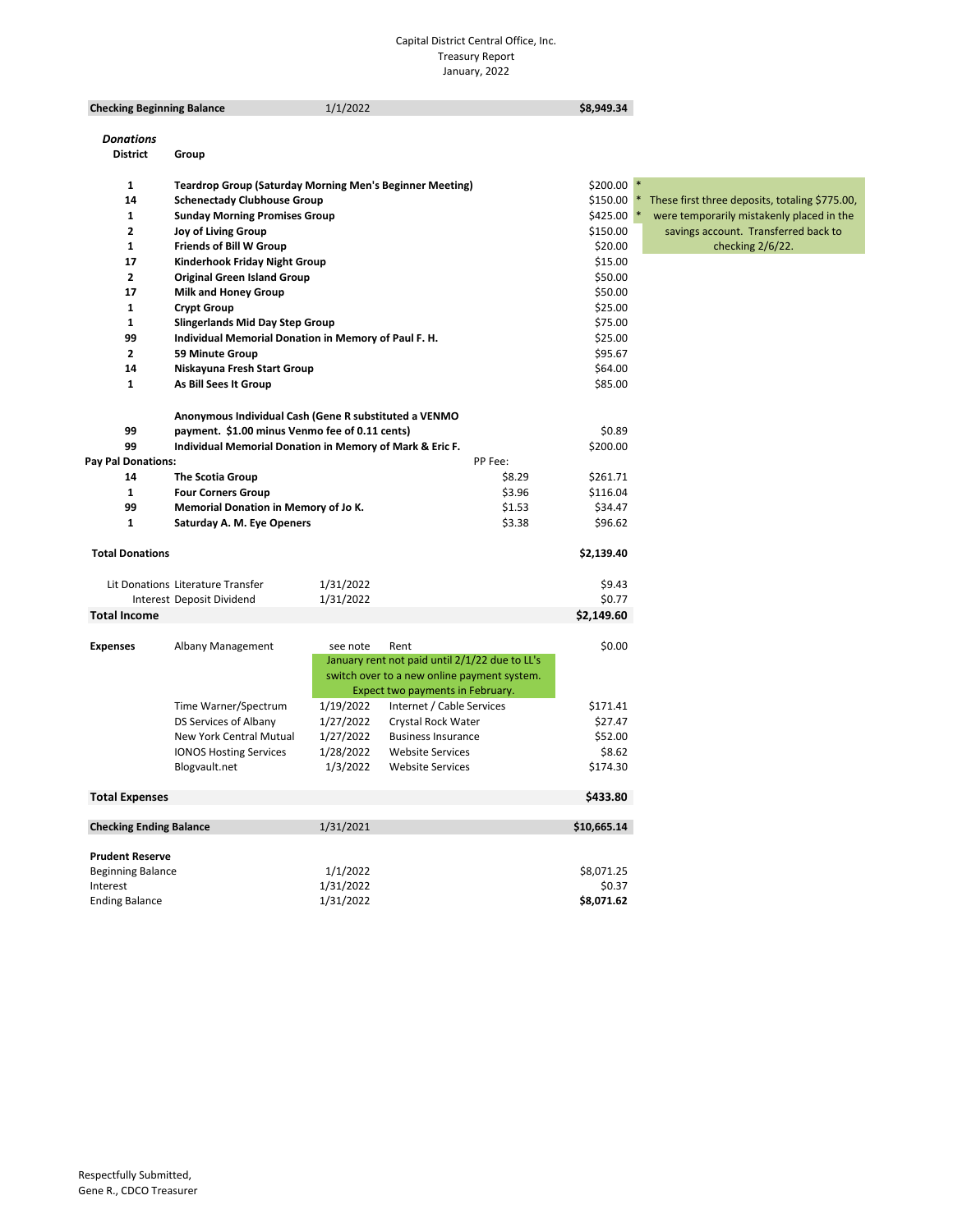Capital District Central Office, Inc.
Treasury Report
January, 2022

| **Checking Beginning Balance** | 1/1/2022 | | | **$8,949.34** | |
|---|---|---|---|---|---|

***Donations***

| District | Group | PP Fee: | Amount | | Note |
|---|---|---|---|---|---|
| 1 | **Teardrop Group (Saturday Morning Men's Beginner Meeting)** | | $200.00 | * | These first three deposits, totaling $775.00, were temporarily mistakenly placed in the savings account. Transferred back to checking 2/6/22. |
| 14 | **Schenectady Clubhouse Group** | | $150.00 | * | |
| 1 | **Sunday Morning Promises Group** | | $425.00 | * | |
| 2 | **Joy of Living Group** | | $150.00 | | |
| 1 | **Friends of Bill W Group** | | $20.00 | | |
| 17 | **Kinderhook Friday Night Group** | | $15.00 | | |
| 2 | **Original Green Island Group** | | $50.00 | | |
| 17 | **Milk and Honey Group** | | $50.00 | | |
| 1 | **Crypt Group** | | $25.00 | | |
| 1 | **Slingerlands Mid Day Step Group** | | $75.00 | | |
| 99 | **Individual Memorial Donation in Memory of Paul F. H.** | | $25.00 | | |
| 2 | **59 Minute Group** | | $95.67 | | |
| 14 | **Niskayuna Fresh Start Group** | | $64.00 | | |
| 1 | **As Bill Sees It Group** | | $85.00 | | |
| 99 | **Anonymous Individual Cash (Gene R substituted a VENMO payment. $1.00 minus Venmo fee of 0.11 cents)** | | $0.89 | | |
| 99 | **Individual Memorial Donation in Memory of Mark & Eric F.** | | $200.00 | | |
| **Pay Pal Donations:** | | PP Fee: | | | |
| 14 | **The Scotia Group** | $8.29 | $261.71 | | |
| 1 | **Four Corners Group** | $3.96 | $116.04 | | |
| 99 | **Memorial Donation in Memory of Jo K.** | $1.53 | $34.47 | | |
| 1 | **Saturday A. M. Eye Openers** | $3.38 | $96.62 | | |
| **Total Donations** | | | **$2,139.40** | | |

| | | | | |
|---|---|---|---|---|
| Lit Donations | Literature Transfer | 1/31/2022 | | $9.43 |
| Interest | Deposit Dividend | 1/31/2022 | | $0.77 |
| **Total Income** | | | | **$2,149.60** |
| **Expenses** | Albany Management | see note | Rent | $0.00 |
| | | January rent not paid until 2/1/22 due to LL's switch over to a new online payment system. Expect two payments in February. | | |
| | Time Warner/Spectrum | 1/19/2022 | Internet / Cable Services | $171.41 |
| | DS Services of Albany | 1/27/2022 | Crystal Rock Water | $27.47 |
| | New York Central Mutual | 1/27/2022 | Business Insurance | $52.00 |
| | IONOS Hosting Services | 1/28/2022 | Website Services | $8.62 |
| | Blogvault.net | 1/3/2022 | Website Services | $174.30 |
| **Total Expenses** | | | | **$433.80** |
| **Checking Ending Balance** | | 1/31/2021 | | **$10,665.14** |

| **Prudent Reserve** | | |
|---|---|---|
| Beginning Balance | 1/1/2022 | $8,071.25 |
| Interest | 1/31/2022 | $0.37 |
| Ending Balance | 1/31/2022 | **$8,071.62** |

Respectfully Submitted,
Gene R., CDCO Treasurer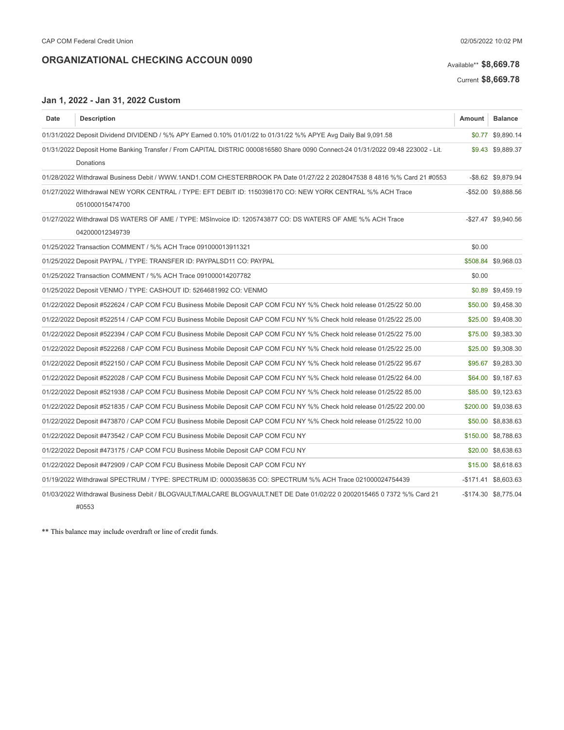## ORGANIZATIONAL CHECKING ACCOUN 0090

Available** **$8,669.78**

Current **$8,669.78**

### Jan 1, 2022 - Jan 31, 2022 Custom

| Date | Description | Amount | Balance |
|---|---|---|---|
| 01/31/2022 | Deposit Dividend DIVIDEND / %% APY Earned 0.10% 01/01/22 to 01/31/22 %% APYE Avg Daily Bal 9,091.58 | $0.77 | $9,890.14 |
| 01/31/2022 | Deposit Home Banking Transfer / From CAPITAL DISTRIC 0000816580 Share 0090 Connect-24 01/31/2022 09:48 223002 - Lit. Donations | $9.43 | $9,889.37 |
| 01/28/2022 | Withdrawal Business Debit / WWW.1AND1.COM CHESTERBROOK PA Date 01/27/22 2 2028047538 8 4816 %% Card 21 #0553 | -$8.62 | $9,879.94 |
| 01/27/2022 | Withdrawal NEW YORK CENTRAL / TYPE: EFT DEBIT ID: 1150398170 CO: NEW YORK CENTRAL %% ACH Trace 051000015474700 | -$52.00 | $9,888.56 |
| 01/27/2022 | Withdrawal DS WATERS OF AME / TYPE: MSInvoice ID: 1205743877 CO: DS WATERS OF AME %% ACH Trace 042000012349739 | -$27.47 | $9,940.56 |
| 01/25/2022 | Transaction COMMENT / %% ACH Trace 091000013911321 | $0.00 | |
| 01/25/2022 | Deposit PAYPAL / TYPE: TRANSFER ID: PAYPALSD11 CO: PAYPAL | $508.84 | $9,968.03 |
| 01/25/2022 | Transaction COMMENT / %% ACH Trace 091000014207782 | $0.00 | |
| 01/25/2022 | Deposit VENMO / TYPE: CASHOUT ID: 5264681992 CO: VENMO | $0.89 | $9,459.19 |
| 01/22/2022 | Deposit #522624 / CAP COM FCU Business Mobile Deposit CAP COM FCU NY %% Check hold release 01/25/22 50.00 | $50.00 | $9,458.30 |
| 01/22/2022 | Deposit #522514 / CAP COM FCU Business Mobile Deposit CAP COM FCU NY %% Check hold release 01/25/22 25.00 | $25.00 | $9,408.30 |
| 01/22/2022 | Deposit #522394 / CAP COM FCU Business Mobile Deposit CAP COM FCU NY %% Check hold release 01/25/22 75.00 | $75.00 | $9,383.30 |
| 01/22/2022 | Deposit #522268 / CAP COM FCU Business Mobile Deposit CAP COM FCU NY %% Check hold release 01/25/22 25.00 | $25.00 | $9,308.30 |
| 01/22/2022 | Deposit #522150 / CAP COM FCU Business Mobile Deposit CAP COM FCU NY %% Check hold release 01/25/22 95.67 | $95.67 | $9,283.30 |
| 01/22/2022 | Deposit #522028 / CAP COM FCU Business Mobile Deposit CAP COM FCU NY %% Check hold release 01/25/22 64.00 | $64.00 | $9,187.63 |
| 01/22/2022 | Deposit #521938 / CAP COM FCU Business Mobile Deposit CAP COM FCU NY %% Check hold release 01/25/22 85.00 | $85.00 | $9,123.63 |
| 01/22/2022 | Deposit #521835 / CAP COM FCU Business Mobile Deposit CAP COM FCU NY %% Check hold release 01/25/22 200.00 | $200.00 | $9,038.63 |
| 01/22/2022 | Deposit #473870 / CAP COM FCU Business Mobile Deposit CAP COM FCU NY %% Check hold release 01/25/22 10.00 | $50.00 | $8,838.63 |
| 01/22/2022 | Deposit #473542 / CAP COM FCU Business Mobile Deposit CAP COM FCU NY | $150.00 | $8,788.63 |
| 01/22/2022 | Deposit #473175 / CAP COM FCU Business Mobile Deposit CAP COM FCU NY | $20.00 | $8,638.63 |
| 01/22/2022 | Deposit #472909 / CAP COM FCU Business Mobile Deposit CAP COM FCU NY | $15.00 | $8,618.63 |
| 01/19/2022 | Withdrawal SPECTRUM / TYPE: SPECTRUM ID: 0000358635 CO: SPECTRUM %% ACH Trace 021000024754439 | -$171.41 | $8,603.63 |
| 01/03/2022 | Withdrawal Business Debit / BLOGVAULT/MALCARE BLOGVAULT.NET DE Date 01/02/22 0 2002015465 0 7372 %% Card 21 #0553 | -$174.30 | $8,775.04 |

** This balance may include overdraft or line of credit funds.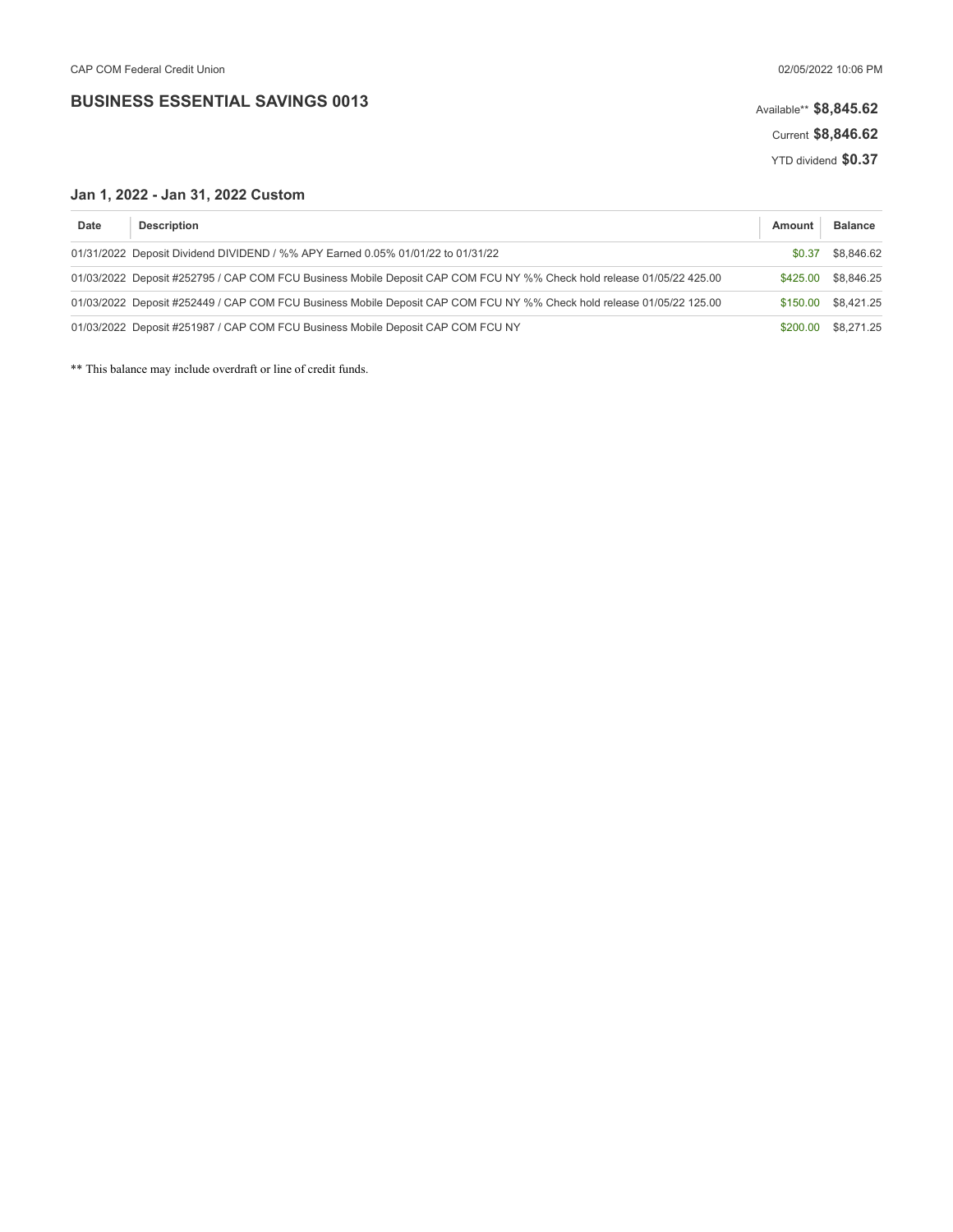CAP COM Federal Credit Union 02/05/2022 10:06 PM

## BUSINESS ESSENTIAL SAVINGS 0013

Available** **$8,845.62**

Current **$8,846.62**

YTD dividend **$0.37**

### Jan 1, 2022 - Jan 31, 2022 Custom

| Date | Description | Amount | Balance |
|---|---|---|---|
| 01/31/2022 | Deposit Dividend DIVIDEND / %% APY Earned 0.05% 01/01/22 to 01/31/22 | $0.37 | $8,846.62 |
| 01/03/2022 | Deposit #252795 / CAP COM FCU Business Mobile Deposit CAP COM FCU NY %% Check hold release 01/05/22 425.00 | $425.00 | $8,846.25 |
| 01/03/2022 | Deposit #252449 / CAP COM FCU Business Mobile Deposit CAP COM FCU NY %% Check hold release 01/05/22 125.00 | $150.00 | $8,421.25 |
| 01/03/2022 | Deposit #251987 / CAP COM FCU Business Mobile Deposit CAP COM FCU NY | $200.00 | $8,271.25 |

** This balance may include overdraft or line of credit funds.